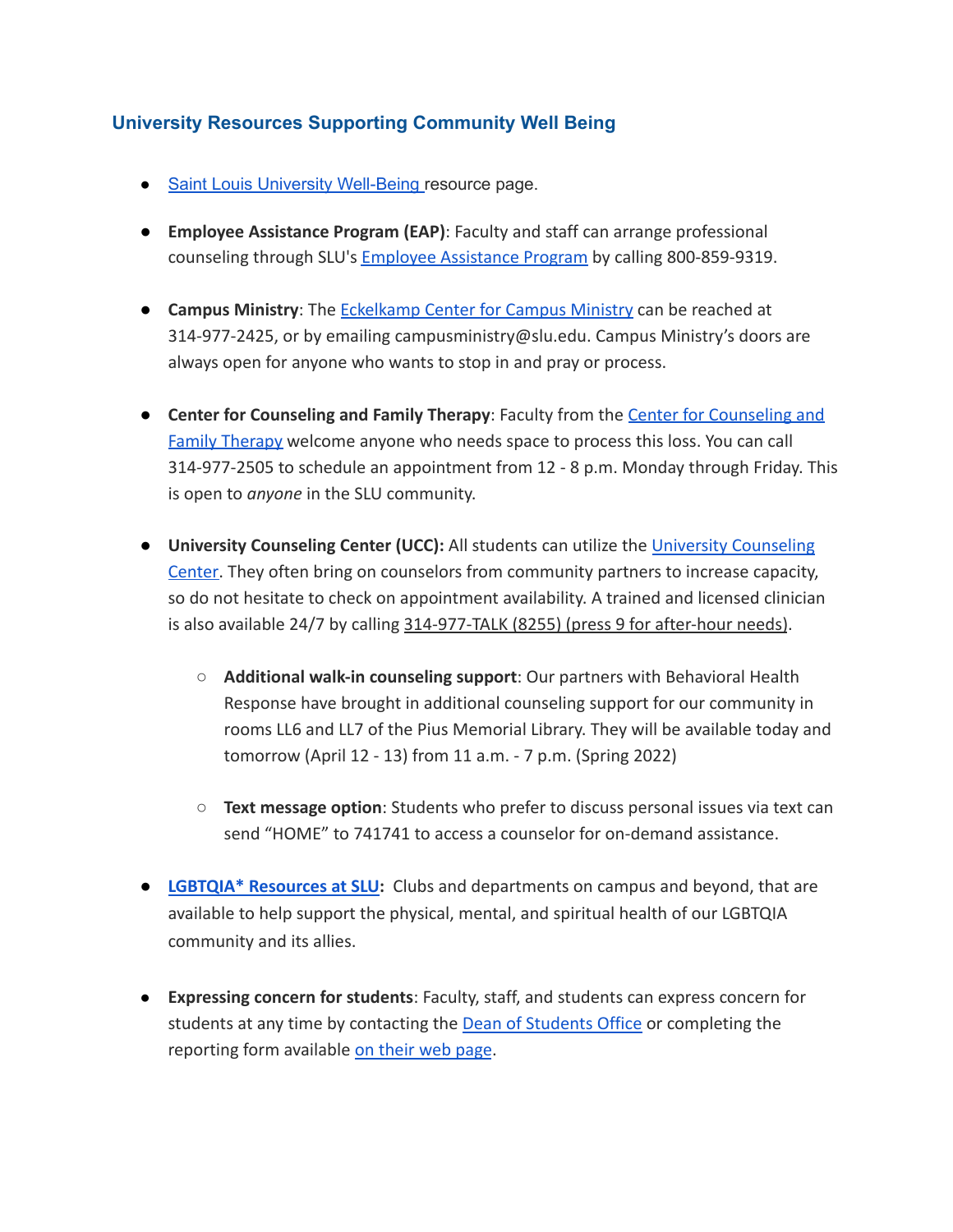## University Resources Supporting Community Well Being

- Saint Louis University Well-Being resource page.

- **Employee Assistance Program (EAP)**: Faculty and staff can arrange professional counseling through SLU's Employee Assistance Program by calling 800-859-9319.

- **Campus Ministry**: The Eckelkamp Center for Campus Ministry can be reached at 314-977-2425, or by emailing campusministry@slu.edu. Campus Ministry's doors are always open for anyone who wants to stop in and pray or process.

- **Center for Counseling and Family Therapy**: Faculty from the Center for Counseling and Family Therapy welcome anyone who needs space to process this loss. You can call 314-977-2505 to schedule an appointment from 12 - 8 p.m. Monday through Friday. This is open to *anyone* in the SLU community.

- **University Counseling Center (UCC):** All students can utilize the University Counseling Center. They often bring on counselors from community partners to increase capacity, so do not hesitate to check on appointment availability. A trained and licensed clinician is also available 24/7 by calling 314-977-TALK (8255) (press 9 for after-hour needs).

    - **Additional walk-in counseling support**: Our partners with Behavioral Health Response have brought in additional counseling support for our community in rooms LL6 and LL7 of the Pius Memorial Library. They will be available today and tomorrow (April 12 - 13) from 11 a.m. - 7 p.m. (Spring 2022)

    - **Text message option**: Students who prefer to discuss personal issues via text can send "HOME" to 741741 to access a counselor for on-demand assistance.

- **LGBTQIA* Resources at SLU:** Clubs and departments on campus and beyond, that are available to help support the physical, mental, and spiritual health of our LGBTQIA community and its allies.

- **Expressing concern for students**: Faculty, staff, and students can express concern for students at any time by contacting the Dean of Students Office or completing the reporting form available on their web page.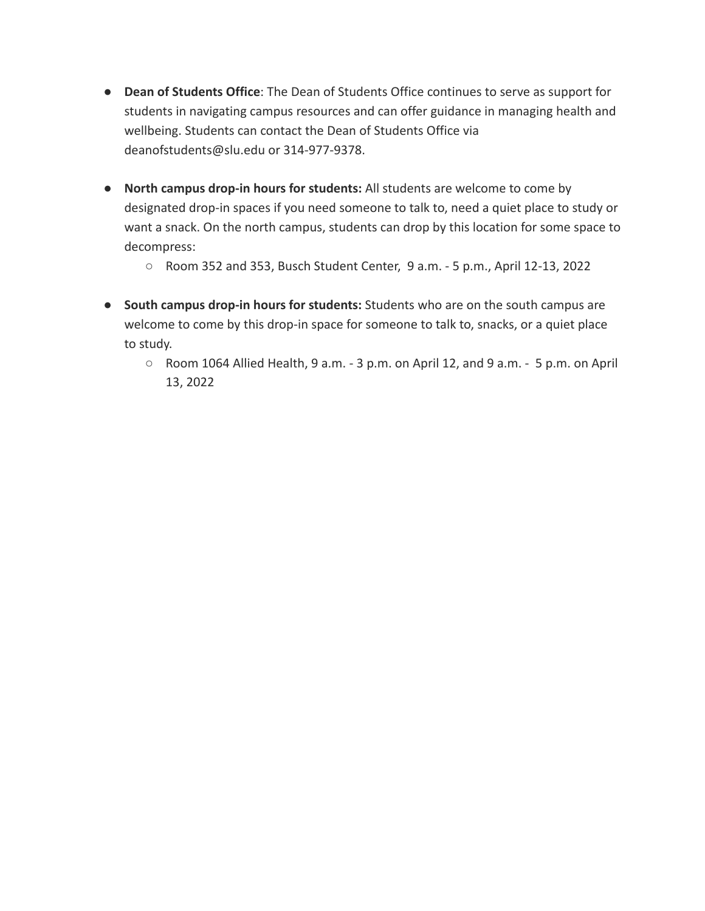- **Dean of Students Office**: The Dean of Students Office continues to serve as support for students in navigating campus resources and can offer guidance in managing health and wellbeing. Students can contact the Dean of Students Office via deanofstudents@slu.edu or 314-977-9378.

- **North campus drop-in hours for students:** All students are welcome to come by designated drop-in spaces if you need someone to talk to, need a quiet place to study or want a snack. On the north campus, students can drop by this location for some space to decompress:
  - Room 352 and 353, Busch Student Center, 9 a.m. - 5 p.m., April 12-13, 2022

- **South campus drop-in hours for students:** Students who are on the south campus are welcome to come by this drop-in space for someone to talk to, snacks, or a quiet place to study.
  - Room 1064 Allied Health, 9 a.m. - 3 p.m. on April 12, and 9 a.m. - 5 p.m. on April 13, 2022